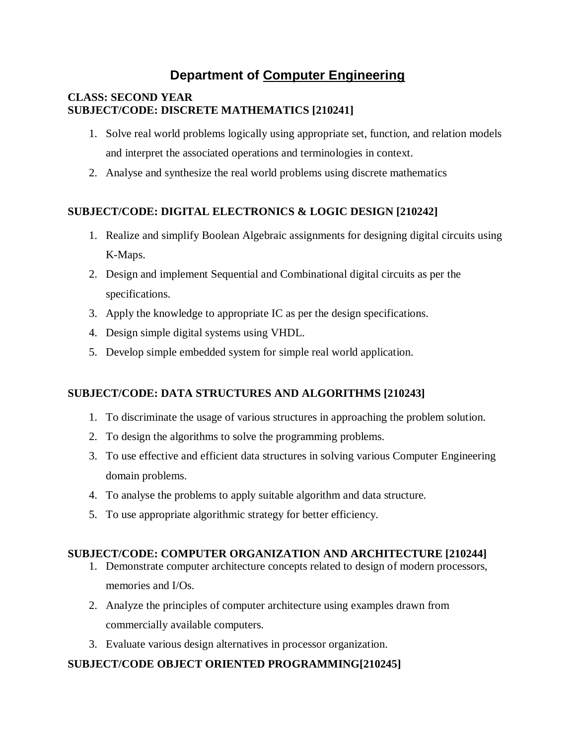# Department of Computer Engineering

**CLASS: SECOND YEAR**
**SUBJECT/CODE: DISCRETE MATHEMATICS [210241]**

1. Solve real world problems logically using appropriate set, function, and relation models and interpret the associated operations and terminologies in context.
2. Analyse and synthesize the real world problems using discrete mathematics

**SUBJECT/CODE: DIGITAL ELECTRONICS & LOGIC DESIGN [210242]**

1. Realize and simplify Boolean Algebraic assignments for designing digital circuits using K-Maps.
2. Design and implement Sequential and Combinational digital circuits as per the specifications.
3. Apply the knowledge to appropriate IC as per the design specifications.
4. Design simple digital systems using VHDL.
5. Develop simple embedded system for simple real world application.

**SUBJECT/CODE: DATA STRUCTURES AND ALGORITHMS [210243]**

1. To discriminate the usage of various structures in approaching the problem solution.
2. To design the algorithms to solve the programming problems.
3. To use effective and efficient data structures in solving various Computer Engineering domain problems.
4. To analyse the problems to apply suitable algorithm and data structure.
5. To use appropriate algorithmic strategy for better efficiency.

**SUBJECT/CODE: COMPUTER ORGANIZATION AND ARCHITECTURE [210244]**

1. Demonstrate computer architecture concepts related to design of modern processors, memories and I/Os.
2. Analyze the principles of computer architecture using examples drawn from commercially available computers.
3. Evaluate various design alternatives in processor organization.

**SUBJECT/CODE OBJECT ORIENTED PROGRAMMING[210245]**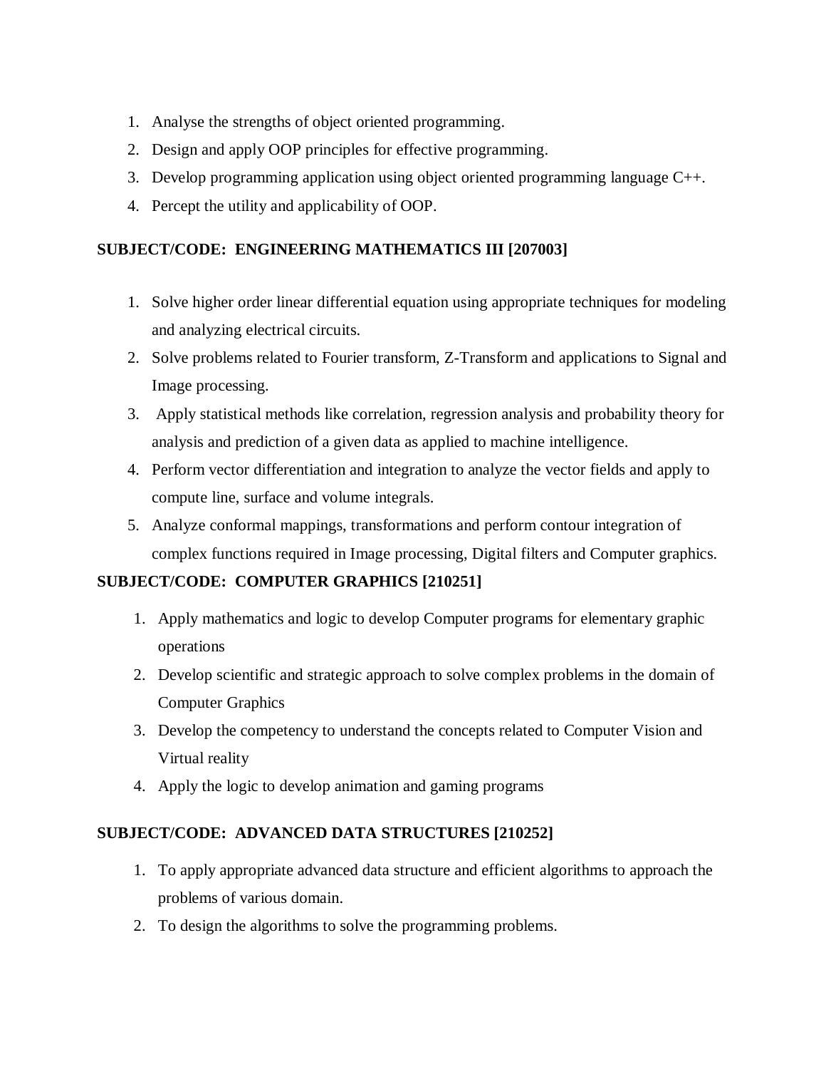1. Analyse the strengths of object oriented programming.
2. Design and apply OOP principles for effective programming.
3. Develop programming application using object oriented programming language C++.
4. Percept the utility and applicability of OOP.

**SUBJECT/CODE: ENGINEERING MATHEMATICS III [207003]**

1. Solve higher order linear differential equation using appropriate techniques for modeling and analyzing electrical circuits.
2. Solve problems related to Fourier transform, Z-Transform and applications to Signal and Image processing.
3. Apply statistical methods like correlation, regression analysis and probability theory for analysis and prediction of a given data as applied to machine intelligence.
4. Perform vector differentiation and integration to analyze the vector fields and apply to compute line, surface and volume integrals.
5. Analyze conformal mappings, transformations and perform contour integration of complex functions required in Image processing, Digital filters and Computer graphics.

**SUBJECT/CODE: COMPUTER GRAPHICS [210251]**

1. Apply mathematics and logic to develop Computer programs for elementary graphic operations
2. Develop scientific and strategic approach to solve complex problems in the domain of Computer Graphics
3. Develop the competency to understand the concepts related to Computer Vision and Virtual reality
4. Apply the logic to develop animation and gaming programs

**SUBJECT/CODE: ADVANCED DATA STRUCTURES [210252]**

1. To apply appropriate advanced data structure and efficient algorithms to approach the problems of various domain.
2. To design the algorithms to solve the programming problems.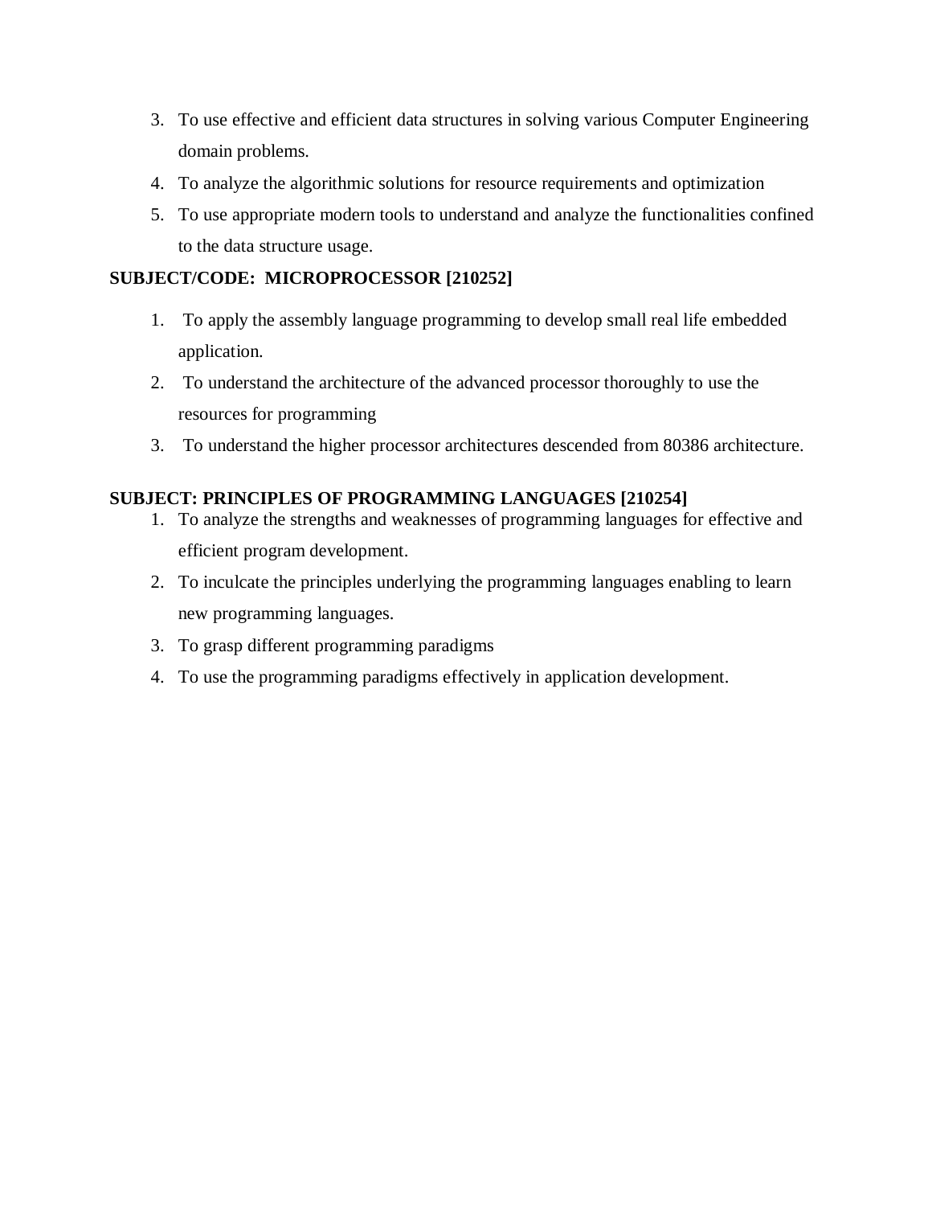3. To use effective and efficient data structures in solving various Computer Engineering domain problems.
4. To analyze the algorithmic solutions for resource requirements and optimization
5. To use appropriate modern tools to understand and analyze the functionalities confined to the data structure usage.

**SUBJECT/CODE: MICROPROCESSOR [210252]**

1. To apply the assembly language programming to develop small real life embedded application.
2. To understand the architecture of the advanced processor thoroughly to use the resources for programming
3. To understand the higher processor architectures descended from 80386 architecture.

**SUBJECT: PRINCIPLES OF PROGRAMMING LANGUAGES [210254]**

1. To analyze the strengths and weaknesses of programming languages for effective and efficient program development.
2. To inculcate the principles underlying the programming languages enabling to learn new programming languages.
3. To grasp different programming paradigms
4. To use the programming paradigms effectively in application development.